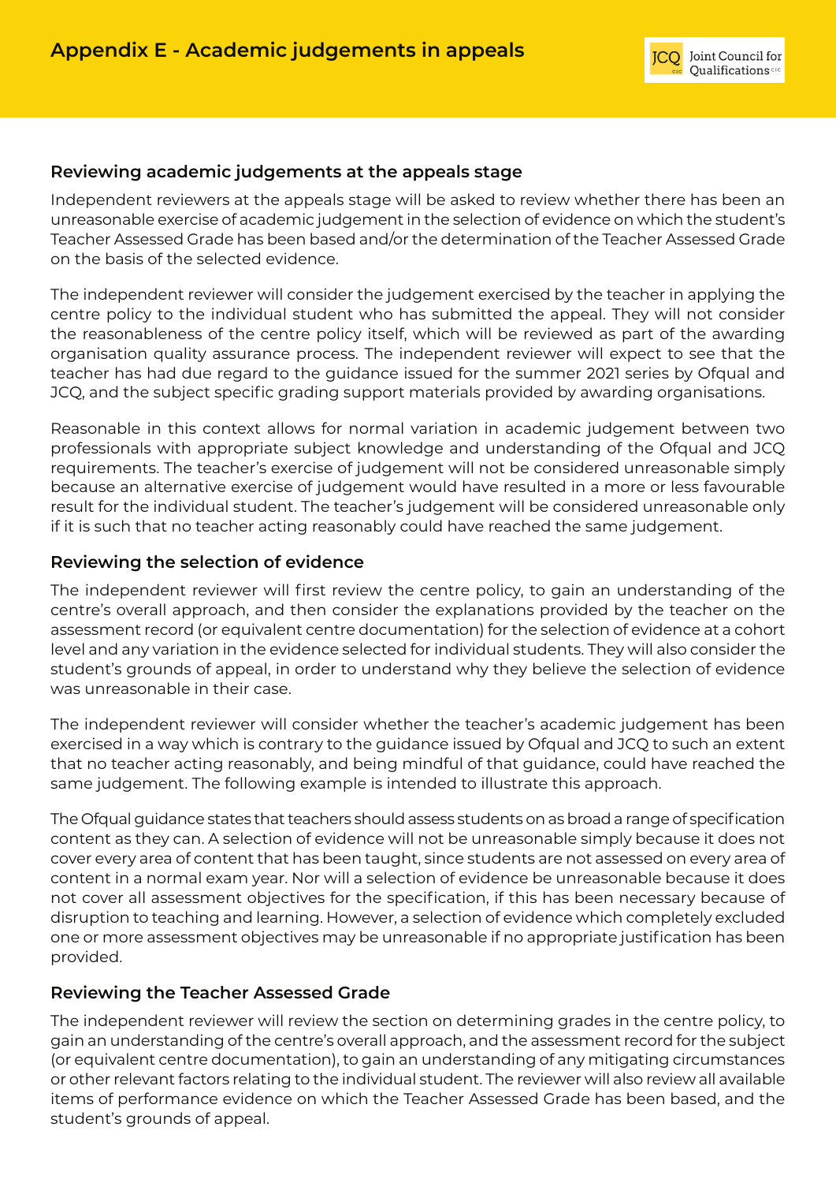# Appendix E - Academic judgements in appeals

## Reviewing academic judgements at the appeals stage

Independent reviewers at the appeals stage will be asked to review whether there has been an unreasonable exercise of academic judgement in the selection of evidence on which the student's Teacher Assessed Grade has been based and/or the determination of the Teacher Assessed Grade on the basis of the selected evidence.

The independent reviewer will consider the judgement exercised by the teacher in applying the centre policy to the individual student who has submitted the appeal. They will not consider the reasonableness of the centre policy itself, which will be reviewed as part of the awarding organisation quality assurance process. The independent reviewer will expect to see that the teacher has had due regard to the guidance issued for the summer 2021 series by Ofqual and JCQ, and the subject specific grading support materials provided by awarding organisations.

Reasonable in this context allows for normal variation in academic judgement between two professionals with appropriate subject knowledge and understanding of the Ofqual and JCQ requirements. The teacher's exercise of judgement will not be considered unreasonable simply because an alternative exercise of judgement would have resulted in a more or less favourable result for the individual student. The teacher's judgement will be considered unreasonable only if it is such that no teacher acting reasonably could have reached the same judgement.

## Reviewing the selection of evidence

The independent reviewer will first review the centre policy, to gain an understanding of the centre's overall approach, and then consider the explanations provided by the teacher on the assessment record (or equivalent centre documentation) for the selection of evidence at a cohort level and any variation in the evidence selected for individual students. They will also consider the student's grounds of appeal, in order to understand why they believe the selection of evidence was unreasonable in their case.

The independent reviewer will consider whether the teacher's academic judgement has been exercised in a way which is contrary to the guidance issued by Ofqual and JCQ to such an extent that no teacher acting reasonably, and being mindful of that guidance, could have reached the same judgement. The following example is intended to illustrate this approach.

The Ofqual guidance states that teachers should assess students on as broad a range of specification content as they can. A selection of evidence will not be unreasonable simply because it does not cover every area of content that has been taught, since students are not assessed on every area of content in a normal exam year. Nor will a selection of evidence be unreasonable because it does not cover all assessment objectives for the specification, if this has been necessary because of disruption to teaching and learning. However, a selection of evidence which completely excluded one or more assessment objectives may be unreasonable if no appropriate justification has been provided.

## Reviewing the Teacher Assessed Grade

The independent reviewer will review the section on determining grades in the centre policy, to gain an understanding of the centre's overall approach, and the assessment record for the subject (or equivalent centre documentation), to gain an understanding of any mitigating circumstances or other relevant factors relating to the individual student. The reviewer will also review all available items of performance evidence on which the Teacher Assessed Grade has been based, and the student's grounds of appeal.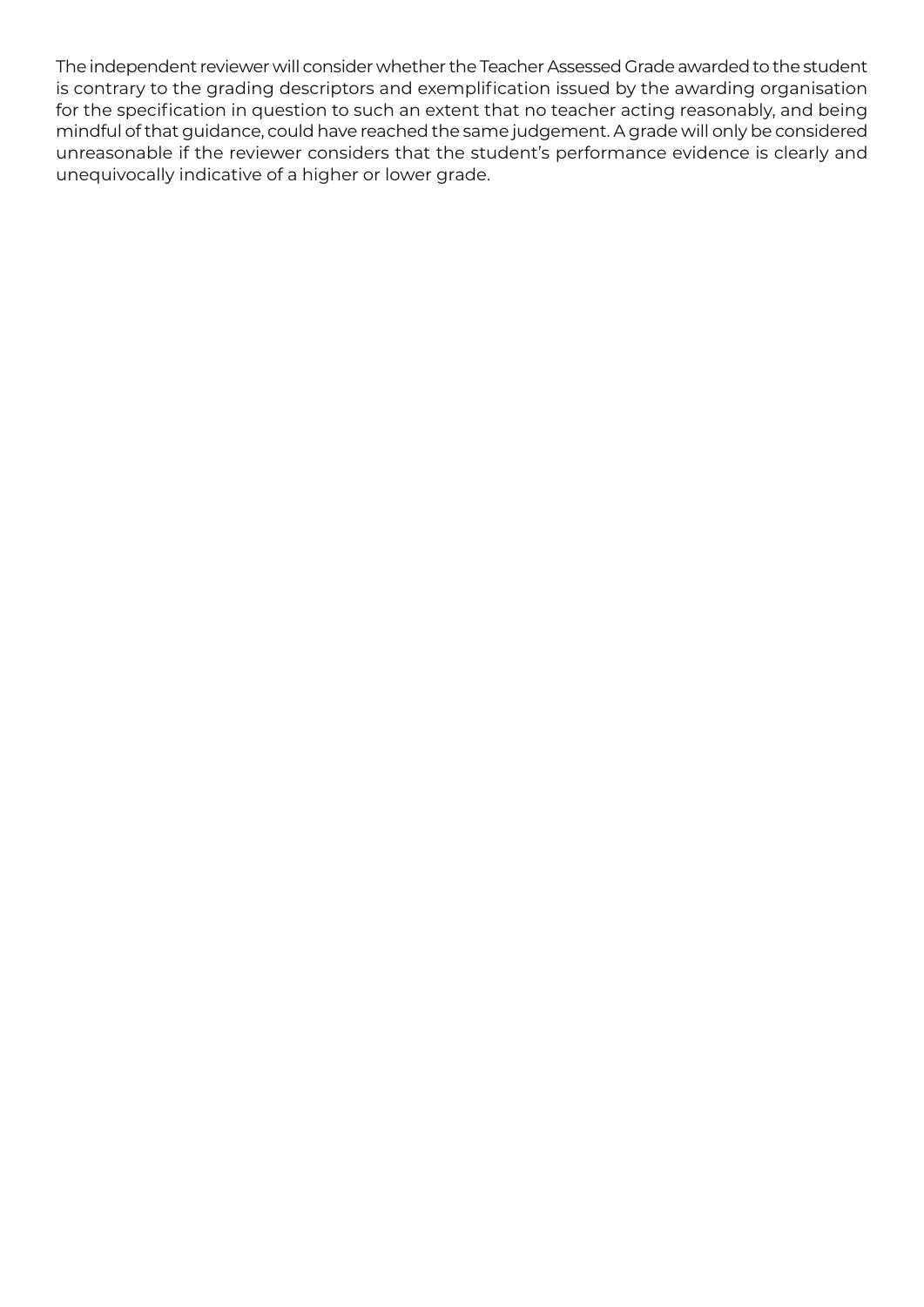The independent reviewer will consider whether the Teacher Assessed Grade awarded to the student is contrary to the grading descriptors and exemplification issued by the awarding organisation for the specification in question to such an extent that no teacher acting reasonably, and being mindful of that guidance, could have reached the same judgement. A grade will only be considered unreasonable if the reviewer considers that the student's performance evidence is clearly and unequivocally indicative of a higher or lower grade.